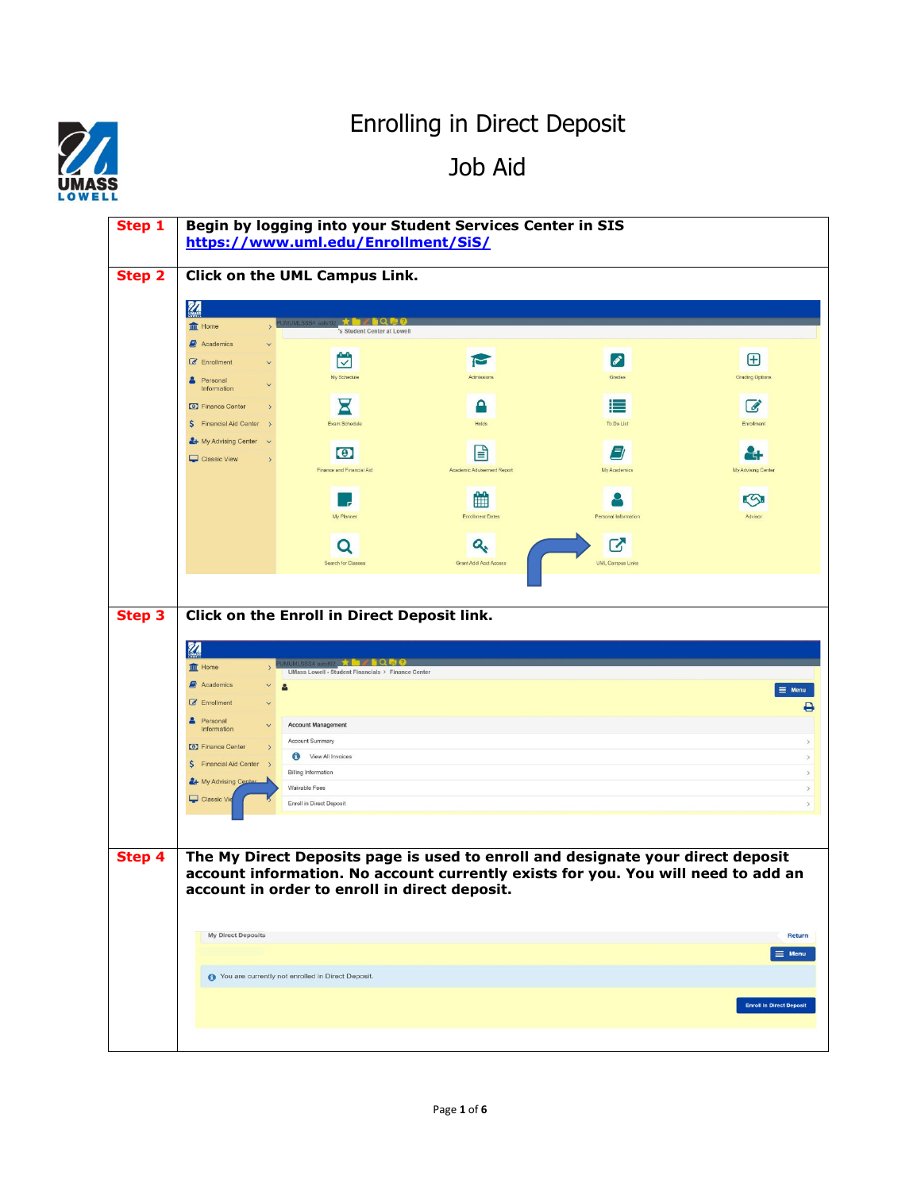# Enrolling in Direct Deposit

## Job Aid

| | |
|---|---|
| **Step 1** | **Begin by logging into your Student Services Center in SIS** **https://www.uml.edu/Enrollment/SiS/** |
| **Step 2** | **Click on the UML Campus Link.** |
| **Step 3** | **Click on the Enroll in Direct Deposit link.** |
| **Step 4** | **The My Direct Deposits page is used to enroll and designate your direct deposit account information. No account currently exists for you. You will need to add an account in order to enroll in direct deposit.** |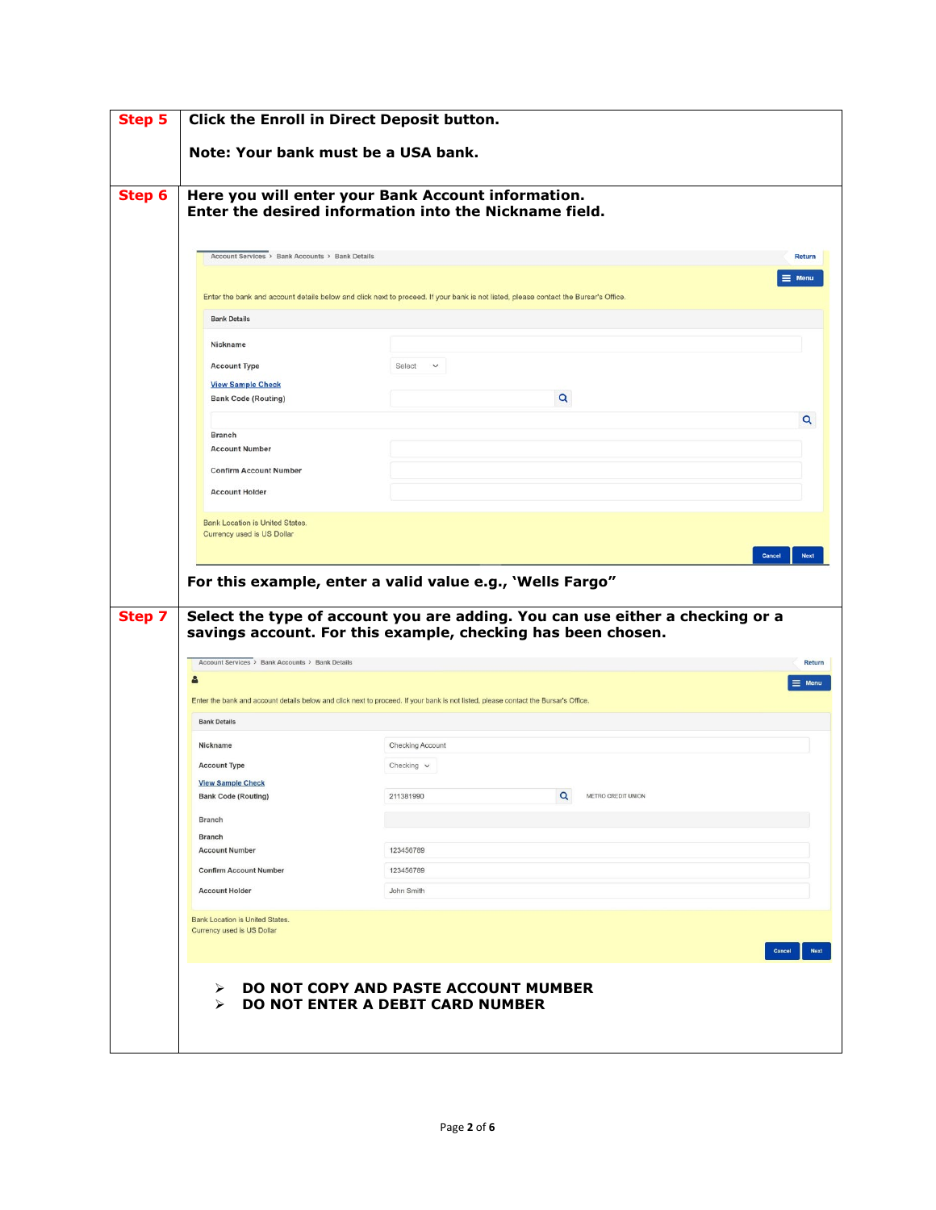| | |
|---|---|
| **Step 5** | **Click the Enroll in Direct Deposit button.**<br><br>**Note: Your bank must be a USA bank.** |
| **Step 6** | **Here you will enter your Bank Account information. Enter the desired information into the Nickname field.**<br><br>Account Services > Bank Accounts > Bank Details — Return — Menu<br><br>Enter the bank and account details below and click next to proceed. If your bank is not listed, please contact the Bursar's Office.<br><br>Bank Details<br>Nickname<br>Account Type: Select<br>View Sample Check<br>Bank Code (Routing)<br>Branch<br>Account Number<br>Confirm Account Number<br>Account Holder<br><br>Bank Location is United States.<br>Currency used is US Dollar<br><br>Cancel — Next<br><br>**For this example, enter a valid value e.g., 'Wells Fargo"** |
| **Step 7** | **Select the type of account you are adding. You can use either a checking or a savings account. For this example, checking has been chosen.**<br><br>Account Services > Bank Accounts > Bank Details — Return — Menu<br><br>Enter the bank and account details below and click next to proceed. If your bank is not listed, please contact the Bursar's Office.<br><br>Bank Details<br>Nickname: Checking Account<br>Account Type: Checking<br>View Sample Check<br>Bank Code (Routing): 211381990 — METRO CREDIT UNION<br>Branch<br>Branch<br>Account Number: 123456789<br>Confirm Account Number: 123456789<br>Account Holder: John Smith<br><br>Bank Location is United States.<br>Currency used is US Dollar<br><br>Cancel — Next<br><br>➢ **DO NOT COPY AND PASTE ACCOUNT MUMBER**<br>➢ **DO NOT ENTER A DEBIT CARD NUMBER** |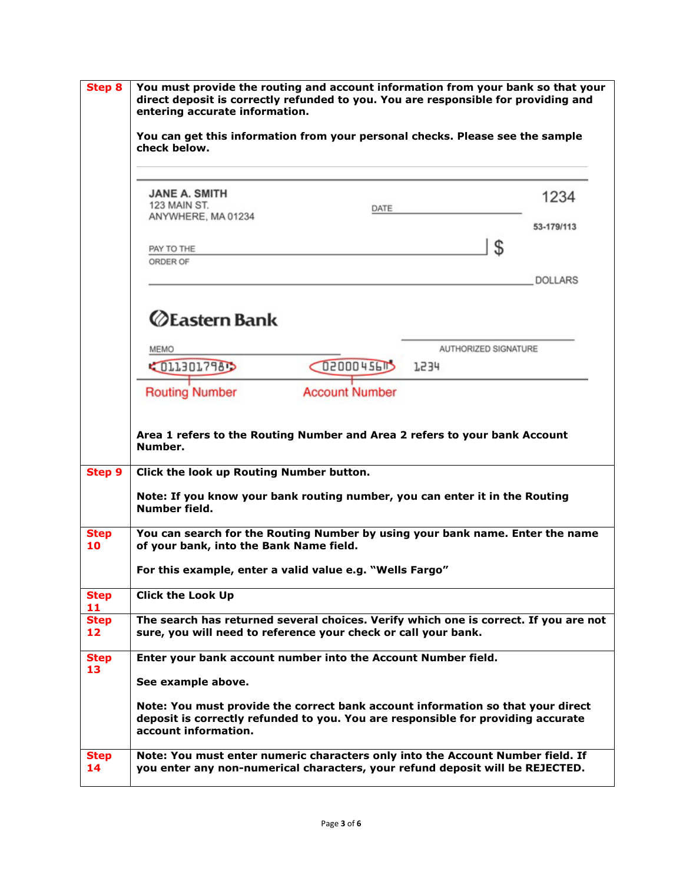| | |
|---|---|
| **Step 8** | **You must provide the routing and account information from your bank so that your direct deposit is correctly refunded to you. You are responsible for providing and entering accurate information.**<br><br>**You can get this information from your personal checks. Please see the sample check below.**<br><br>JANE A. SMITH<br>123 MAIN ST.<br>ANYWHERE, MA 01234<br>DATE<br>1234<br>53-179/113<br>PAY TO THE ORDER OF $<br>DOLLARS<br>Eastern Bank<br>MEMO<br>AUTHORIZED SIGNATURE<br>011301798 020004561 1234<br>Routing Number — Account Number<br><br>**Area 1 refers to the Routing Number and Area 2 refers to your bank Account Number.** |
| **Step 9** | **Click the look up Routing Number button.**<br><br>**Note: If you know your bank routing number, you can enter it in the Routing Number field.** |
| **Step 10** | **You can search for the Routing Number by using your bank name. Enter the name of your bank, into the Bank Name field.**<br><br>**For this example, enter a valid value e.g. "Wells Fargo"** |
| **Step 11** | **Click the Look Up** |
| **Step 12** | **The search has returned several choices. Verify which one is correct. If you are not sure, you will need to reference your check or call your bank.** |
| **Step 13** | **Enter your bank account number into the Account Number field.**<br><br>**See example above.**<br><br>**Note: You must provide the correct bank account information so that your direct deposit is correctly refunded to you. You are responsible for providing accurate account information.** |
| **Step 14** | **Note: You must enter numeric characters only into the Account Number field. If you enter any non-numerical characters, your refund deposit will be REJECTED.** |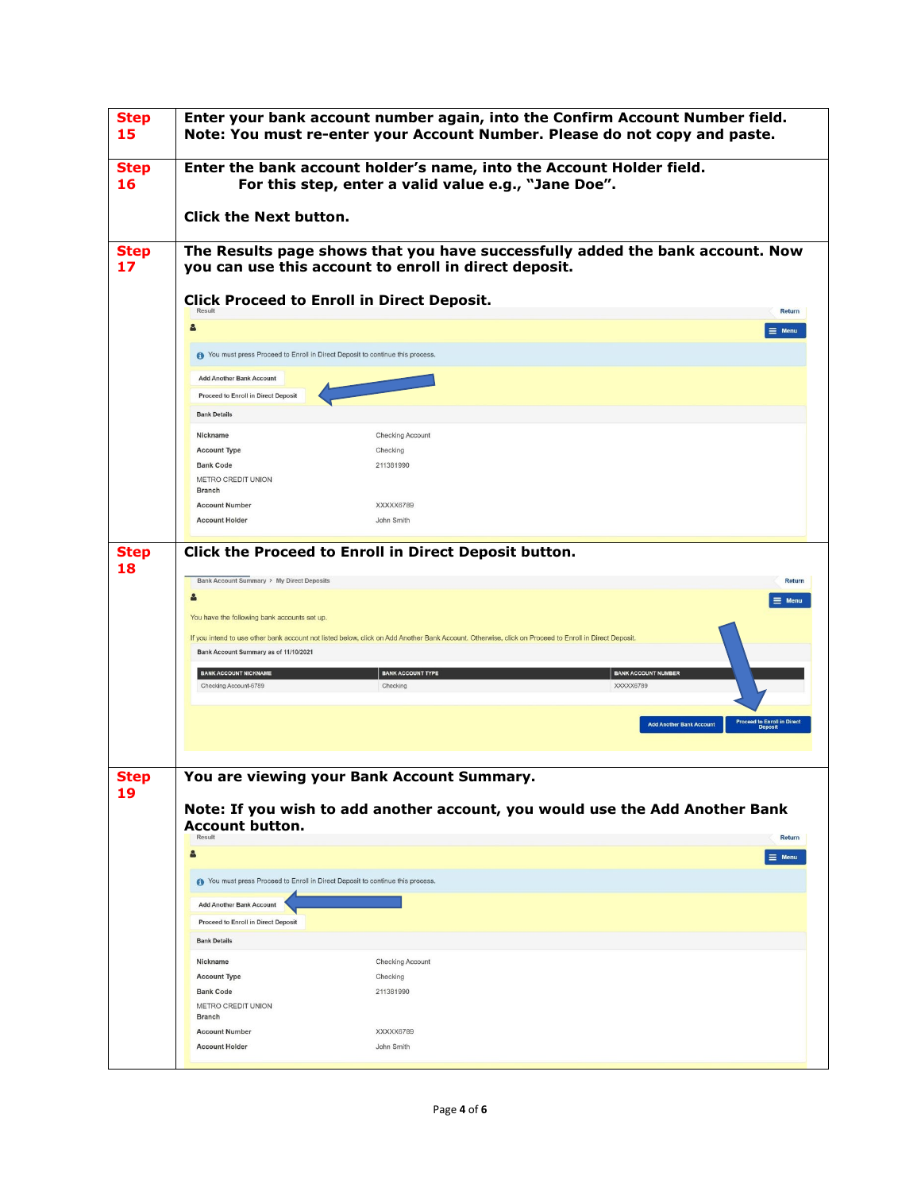| Step | Instructions |
| --- | --- |
| **Step 15** | **Enter your bank account number again, into the Confirm Account Number field. Note: You must re-enter your Account Number. Please do not copy and paste.** |
| **Step 16** | **Enter the bank account holder's name, into the Account Holder field. For this step, enter a valid value e.g., "Jane Doe".** <br><br> **Click the Next button.** |
| **Step 17** | **The Results page shows that you have successfully added the bank account. Now you can use this account to enroll in direct deposit.** <br><br> **Click Proceed to Enroll in Direct Deposit.** <br><br> Result — Return — Menu <br> You must press Proceed to Enroll in Direct Deposit to continue this process. <br> Add Another Bank Account <br> Proceed to Enroll in Direct Deposit <br> Bank Details <br> Nickname: Checking Account <br> Account Type: Checking <br> Bank Code: 211381990 <br> METRO CREDIT UNION Branch <br> Account Number: XXXXX6789 <br> Account Holder: John Smith |
| **Step 18** | **Click the Proceed to Enroll in Direct Deposit button.** <br><br> Bank Account Summary > My Direct Deposits — Return — Menu <br> You have the following bank accounts set up. <br> If you intend to use other bank account not listed below, click on Add Another Bank Account. Otherwise, click on Proceed to Enroll in Direct Deposit. <br> Bank Account Summary as of 11/10/2021 <br> BANK ACCOUNT NICKNAME: Checking Account-6789 — BANK ACCOUNT TYPE: Checking — BANK ACCOUNT NUMBER: XXXXX6789 <br> Add Another Bank Account — Proceed to Enroll in Direct Deposit |
| **Step 19** | **You are viewing your Bank Account Summary.** <br><br> **Note: If you wish to add another account, you would use the Add Another Bank Account button.** <br><br> Result — Return — Menu <br> You must press Proceed to Enroll in Direct Deposit to continue this process. <br> Add Another Bank Account <br> Proceed to Enroll in Direct Deposit <br> Bank Details <br> Nickname: Checking Account <br> Account Type: Checking <br> Bank Code: 211381990 <br> METRO CREDIT UNION Branch <br> Account Number: XXXXX6789 <br> Account Holder: John Smith |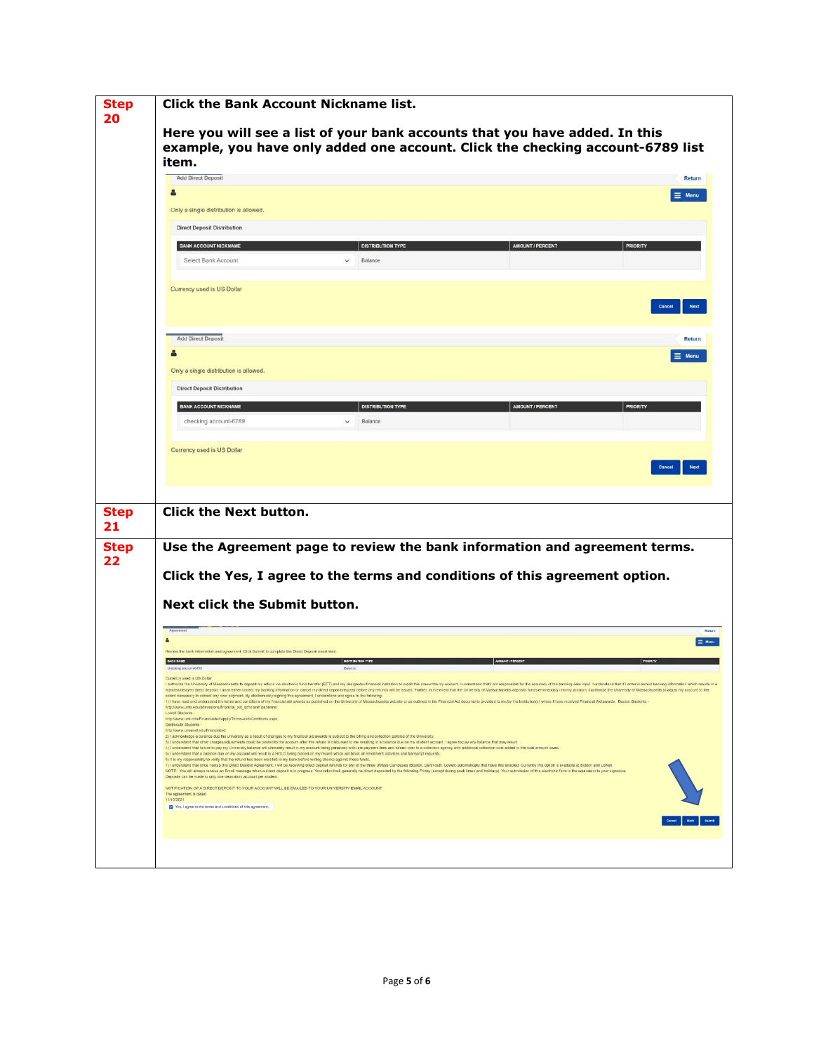| Step | Instructions |
|---|---|
| **Step 20** | **Click the Bank Account Nickname list.** <br><br> **Here you will see a list of your bank accounts that you have added. In this example, you have only added one account. Click the checking account-6789 list item.** |
| **Step 21** | **Click the Next button.** |
| **Step 22** | **Use the Agreement page to review the bank information and agreement terms.** <br><br> **Click the Yes, I agree to the terms and conditions of this agreement option.** <br><br> **Next click the Submit button.** |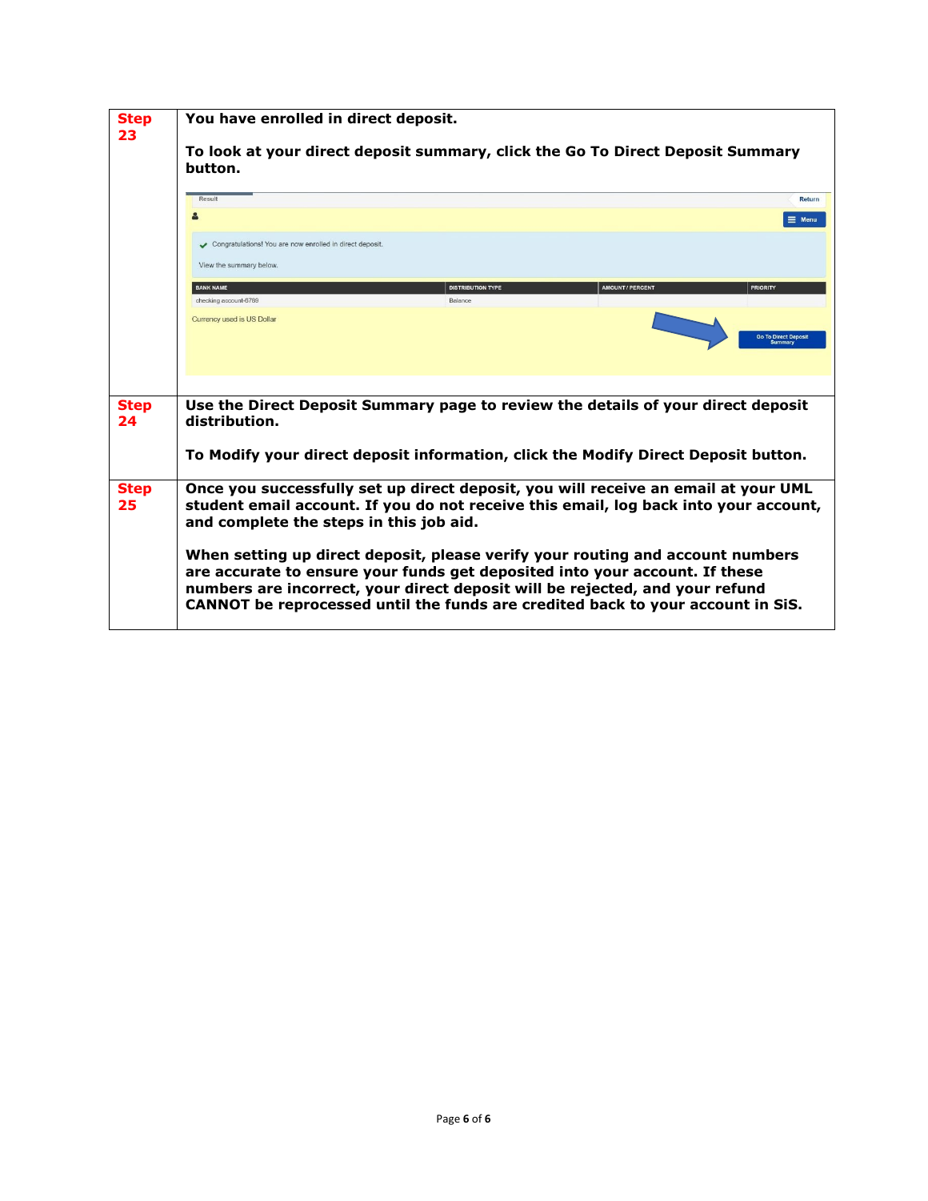| | |
|---|---|
| **Step 23** | **You have enrolled in direct deposit.**<br><br>**To look at your direct deposit summary, click the Go To Direct Deposit Summary button.** |
| **Step 24** | **Use the Direct Deposit Summary page to review the details of your direct deposit distribution.**<br><br>**To Modify your direct deposit information, click the Modify Direct Deposit button.** |
| **Step 25** | **Once you successfully set up direct deposit, you will receive an email at your UML student email account. If you do not receive this email, log back into your account, and complete the steps in this job aid.**<br><br>**When setting up direct deposit, please verify your routing and account numbers are accurate to ensure your funds get deposited into your account. If these numbers are incorrect, your direct deposit will be rejected, and your refund CANNOT be reprocessed until the funds are credited back to your account in SiS.** |